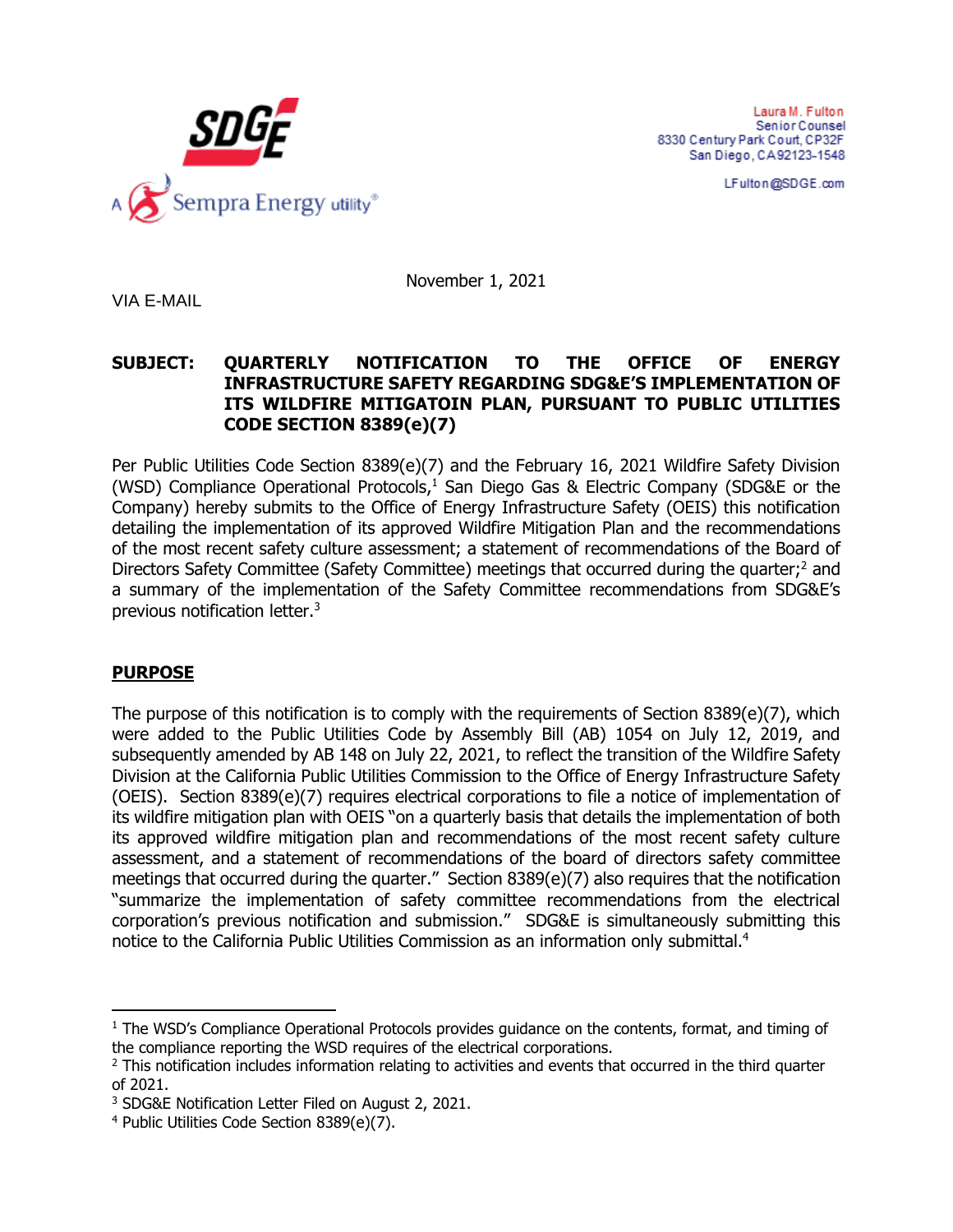SDGE

A Sempra Energy utility®

Laura M. Fulton
Senior Counsel
8330 Century Park Court, CP32F
San Diego, CA 92123-1548

LFulton@SDGE.com

November 1, 2021

VIA E-MAIL

**SUBJECT: QUARTERLY NOTIFICATION TO THE OFFICE OF ENERGY INFRASTRUCTURE SAFETY REGARDING SDG&E'S IMPLEMENTATION OF ITS WILDFIRE MITIGATOIN PLAN, PURSUANT TO PUBLIC UTILITIES CODE SECTION 8389(e)(7)**

Per Public Utilities Code Section 8389(e)(7) and the February 16, 2021 Wildfire Safety Division (WSD) Compliance Operational Protocols,[1] San Diego Gas & Electric Company (SDG&E or the Company) hereby submits to the Office of Energy Infrastructure Safety (OEIS) this notification detailing the implementation of its approved Wildfire Mitigation Plan and the recommendations of the most recent safety culture assessment; a statement of recommendations of the Board of Directors Safety Committee (Safety Committee) meetings that occurred during the quarter;[2] and a summary of the implementation of the Safety Committee recommendations from SDG&E's previous notification letter.[3]

## PURPOSE

The purpose of this notification is to comply with the requirements of Section 8389(e)(7), which were added to the Public Utilities Code by Assembly Bill (AB) 1054 on July 12, 2019, and subsequently amended by AB 148 on July 22, 2021, to reflect the transition of the Wildfire Safety Division at the California Public Utilities Commission to the Office of Energy Infrastructure Safety (OEIS). Section 8389(e)(7) requires electrical corporations to file a notice of implementation of its wildfire mitigation plan with OEIS "on a quarterly basis that details the implementation of both its approved wildfire mitigation plan and recommendations of the most recent safety culture assessment, and a statement of recommendations of the board of directors safety committee meetings that occurred during the quarter." Section 8389(e)(7) also requires that the notification "summarize the implementation of safety committee recommendations from the electrical corporation's previous notification and submission." SDG&E is simultaneously submitting this notice to the California Public Utilities Commission as an information only submittal.[4]

---

[1] The WSD's Compliance Operational Protocols provides guidance on the contents, format, and timing of the compliance reporting the WSD requires of the electrical corporations.

[2] This notification includes information relating to activities and events that occurred in the third quarter of 2021.

[3] SDG&E Notification Letter Filed on August 2, 2021.

[4] Public Utilities Code Section 8389(e)(7).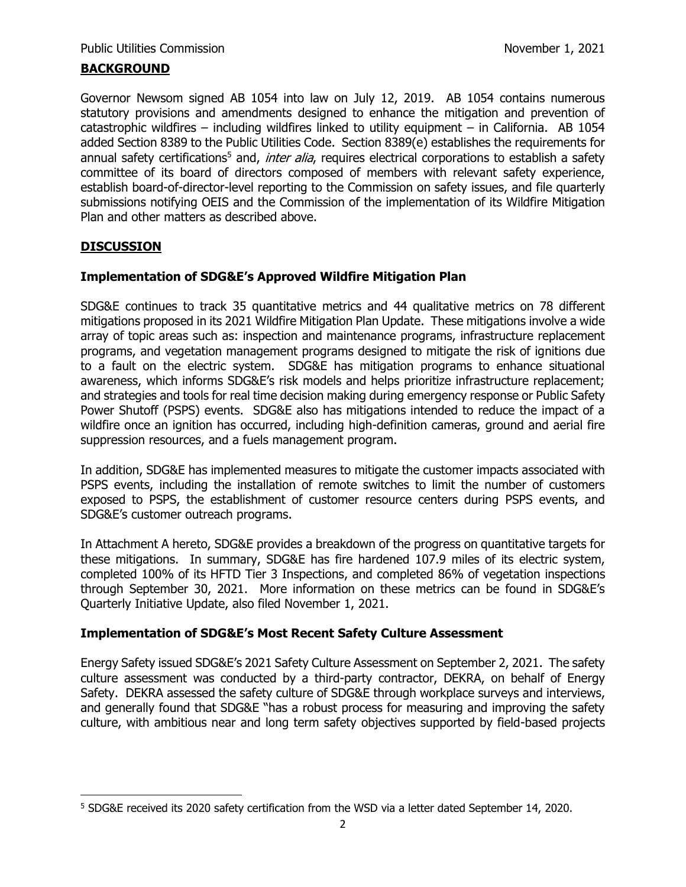## BACKGROUND

Governor Newsom signed AB 1054 into law on July 12, 2019. AB 1054 contains numerous statutory provisions and amendments designed to enhance the mitigation and prevention of catastrophic wildfires – including wildfires linked to utility equipment – in California. AB 1054 added Section 8389 to the Public Utilities Code. Section 8389(e) establishes the requirements for annual safety certifications[5] and, *inter alia*, requires electrical corporations to establish a safety committee of its board of directors composed of members with relevant safety experience, establish board-of-director-level reporting to the Commission on safety issues, and file quarterly submissions notifying OEIS and the Commission of the implementation of its Wildfire Mitigation Plan and other matters as described above.

## DISCUSSION

### Implementation of SDG&E's Approved Wildfire Mitigation Plan

SDG&E continues to track 35 quantitative metrics and 44 qualitative metrics on 78 different mitigations proposed in its 2021 Wildfire Mitigation Plan Update. These mitigations involve a wide array of topic areas such as: inspection and maintenance programs, infrastructure replacement programs, and vegetation management programs designed to mitigate the risk of ignitions due to a fault on the electric system. SDG&E has mitigation programs to enhance situational awareness, which informs SDG&E's risk models and helps prioritize infrastructure replacement; and strategies and tools for real time decision making during emergency response or Public Safety Power Shutoff (PSPS) events. SDG&E also has mitigations intended to reduce the impact of a wildfire once an ignition has occurred, including high-definition cameras, ground and aerial fire suppression resources, and a fuels management program.

In addition, SDG&E has implemented measures to mitigate the customer impacts associated with PSPS events, including the installation of remote switches to limit the number of customers exposed to PSPS, the establishment of customer resource centers during PSPS events, and SDG&E's customer outreach programs.

In Attachment A hereto, SDG&E provides a breakdown of the progress on quantitative targets for these mitigations. In summary, SDG&E has fire hardened 107.9 miles of its electric system, completed 100% of its HFTD Tier 3 Inspections, and completed 86% of vegetation inspections through September 30, 2021. More information on these metrics can be found in SDG&E's Quarterly Initiative Update, also filed November 1, 2021.

### Implementation of SDG&E's Most Recent Safety Culture Assessment

Energy Safety issued SDG&E's 2021 Safety Culture Assessment on September 2, 2021. The safety culture assessment was conducted by a third-party contractor, DEKRA, on behalf of Energy Safety. DEKRA assessed the safety culture of SDG&E through workplace surveys and interviews, and generally found that SDG&E "has a robust process for measuring and improving the safety culture, with ambitious near and long term safety objectives supported by field-based projects

---

[5] SDG&E received its 2020 safety certification from the WSD via a letter dated September 14, 2020.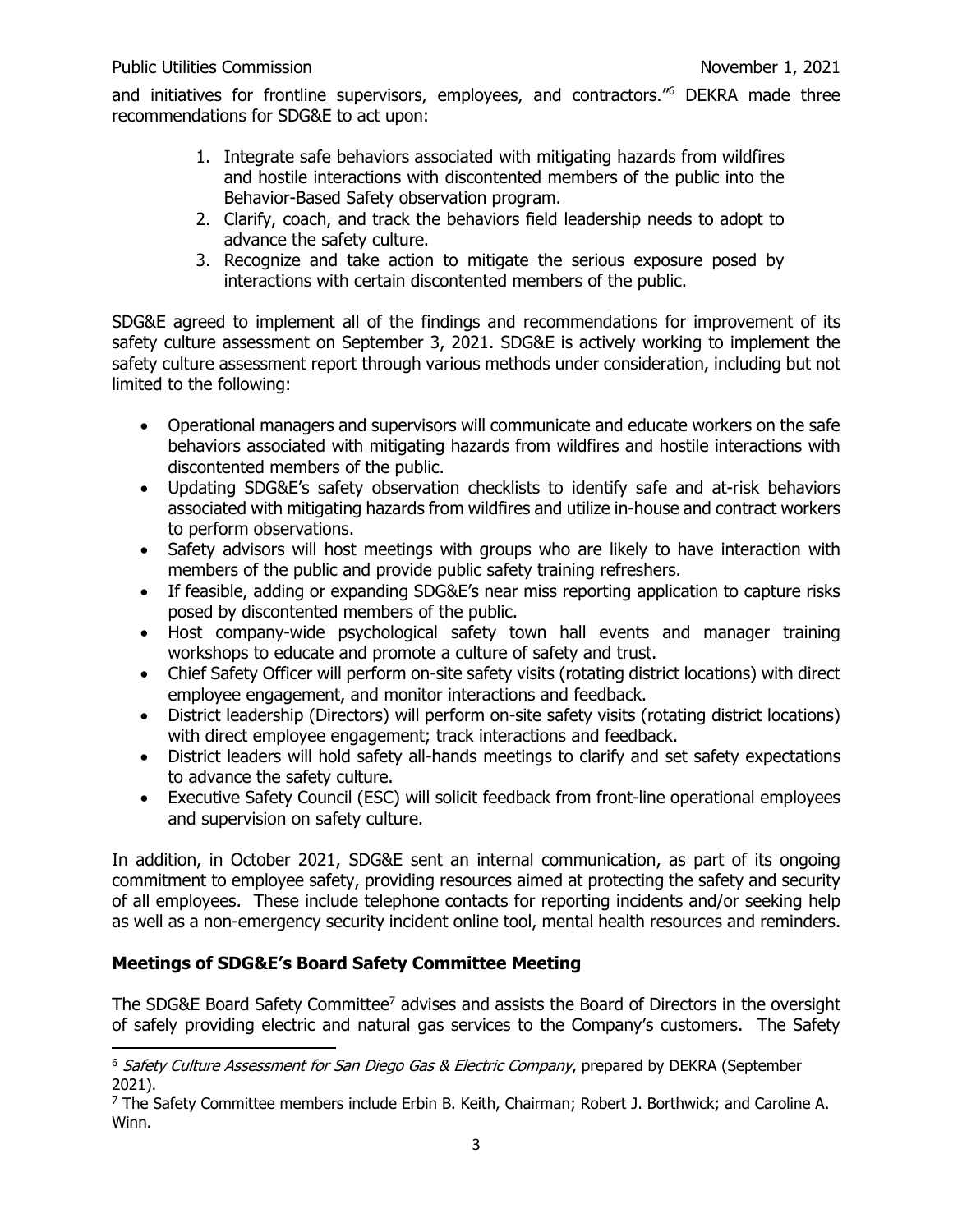and initiatives for frontline supervisors, employees, and contractors."[6] DEKRA made three recommendations for SDG&E to act upon:

1. Integrate safe behaviors associated with mitigating hazards from wildfires and hostile interactions with discontented members of the public into the Behavior-Based Safety observation program.
2. Clarify, coach, and track the behaviors field leadership needs to adopt to advance the safety culture.
3. Recognize and take action to mitigate the serious exposure posed by interactions with certain discontented members of the public.

SDG&E agreed to implement all of the findings and recommendations for improvement of its safety culture assessment on September 3, 2021. SDG&E is actively working to implement the safety culture assessment report through various methods under consideration, including but not limited to the following:

- Operational managers and supervisors will communicate and educate workers on the safe behaviors associated with mitigating hazards from wildfires and hostile interactions with discontented members of the public.
- Updating SDG&E's safety observation checklists to identify safe and at-risk behaviors associated with mitigating hazards from wildfires and utilize in-house and contract workers to perform observations.
- Safety advisors will host meetings with groups who are likely to have interaction with members of the public and provide public safety training refreshers.
- If feasible, adding or expanding SDG&E's near miss reporting application to capture risks posed by discontented members of the public.
- Host company-wide psychological safety town hall events and manager training workshops to educate and promote a culture of safety and trust.
- Chief Safety Officer will perform on-site safety visits (rotating district locations) with direct employee engagement, and monitor interactions and feedback.
- District leadership (Directors) will perform on-site safety visits (rotating district locations) with direct employee engagement; track interactions and feedback.
- District leaders will hold safety all-hands meetings to clarify and set safety expectations to advance the safety culture.
- Executive Safety Council (ESC) will solicit feedback from front-line operational employees and supervision on safety culture.

In addition, in October 2021, SDG&E sent an internal communication, as part of its ongoing commitment to employee safety, providing resources aimed at protecting the safety and security of all employees. These include telephone contacts for reporting incidents and/or seeking help as well as a non-emergency security incident online tool, mental health resources and reminders.

## Meetings of SDG&E's Board Safety Committee Meeting

The SDG&E Board Safety Committee[7] advises and assists the Board of Directors in the oversight of safely providing electric and natural gas services to the Company's customers. The Safety

---

[6] *Safety Culture Assessment for San Diego Gas & Electric Company*, prepared by DEKRA (September 2021).

[7] The Safety Committee members include Erbin B. Keith, Chairman; Robert J. Borthwick; and Caroline A. Winn.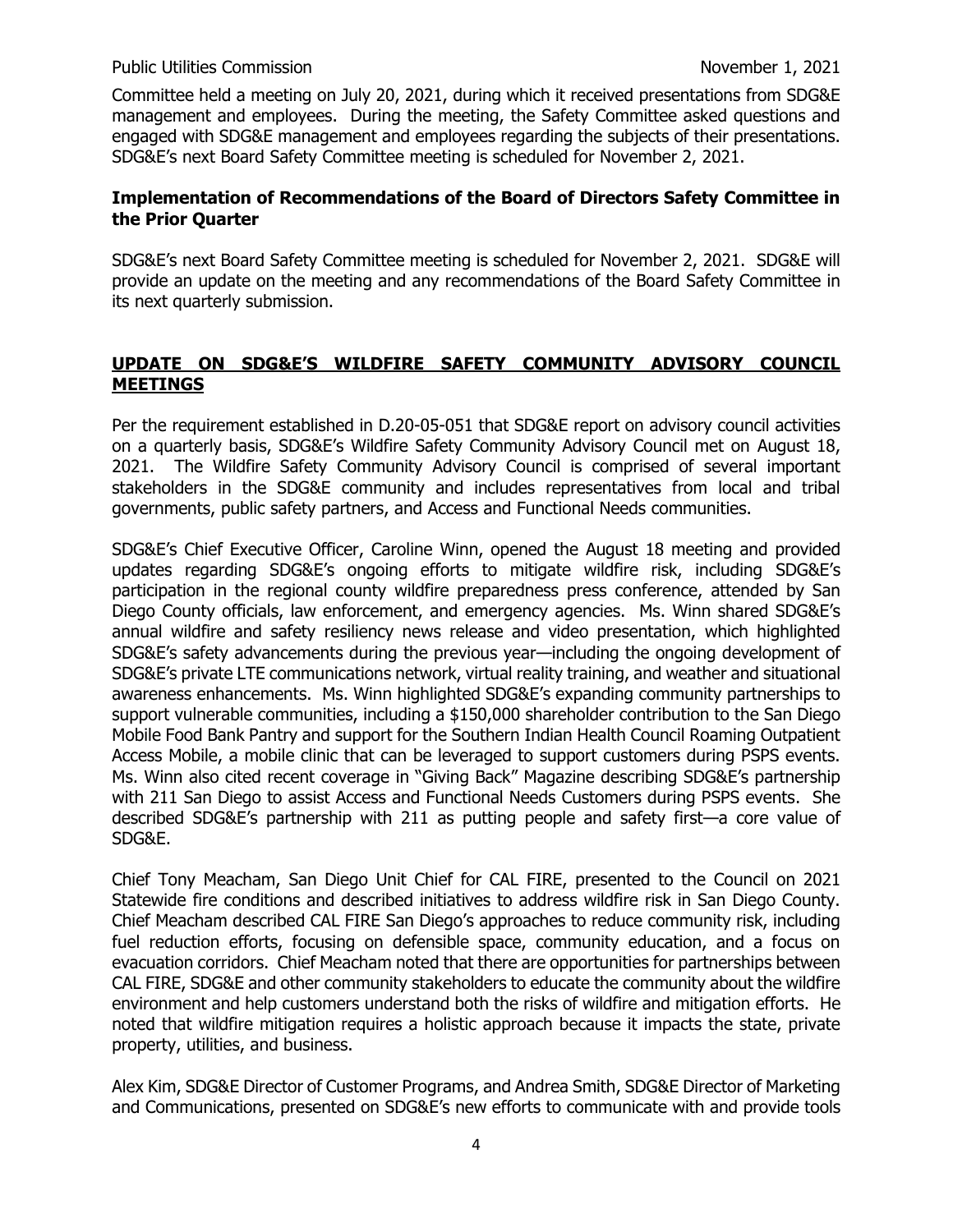Committee held a meeting on July 20, 2021, during which it received presentations from SDG&E management and employees. During the meeting, the Safety Committee asked questions and engaged with SDG&E management and employees regarding the subjects of their presentations. SDG&E's next Board Safety Committee meeting is scheduled for November 2, 2021.

### Implementation of Recommendations of the Board of Directors Safety Committee in the Prior Quarter

SDG&E's next Board Safety Committee meeting is scheduled for November 2, 2021. SDG&E will provide an update on the meeting and any recommendations of the Board Safety Committee in its next quarterly submission.

## UPDATE ON SDG&E'S WILDFIRE SAFETY COMMUNITY ADVISORY COUNCIL MEETINGS

Per the requirement established in D.20-05-051 that SDG&E report on advisory council activities on a quarterly basis, SDG&E's Wildfire Safety Community Advisory Council met on August 18, 2021. The Wildfire Safety Community Advisory Council is comprised of several important stakeholders in the SDG&E community and includes representatives from local and tribal governments, public safety partners, and Access and Functional Needs communities.

SDG&E's Chief Executive Officer, Caroline Winn, opened the August 18 meeting and provided updates regarding SDG&E's ongoing efforts to mitigate wildfire risk, including SDG&E's participation in the regional county wildfire preparedness press conference, attended by San Diego County officials, law enforcement, and emergency agencies. Ms. Winn shared SDG&E's annual wildfire and safety resiliency news release and video presentation, which highlighted SDG&E's safety advancements during the previous year—including the ongoing development of SDG&E's private LTE communications network, virtual reality training, and weather and situational awareness enhancements. Ms. Winn highlighted SDG&E's expanding community partnerships to support vulnerable communities, including a $150,000 shareholder contribution to the San Diego Mobile Food Bank Pantry and support for the Southern Indian Health Council Roaming Outpatient Access Mobile, a mobile clinic that can be leveraged to support customers during PSPS events. Ms. Winn also cited recent coverage in "Giving Back" Magazine describing SDG&E's partnership with 211 San Diego to assist Access and Functional Needs Customers during PSPS events. She described SDG&E's partnership with 211 as putting people and safety first—a core value of SDG&E.

Chief Tony Meacham, San Diego Unit Chief for CAL FIRE, presented to the Council on 2021 Statewide fire conditions and described initiatives to address wildfire risk in San Diego County. Chief Meacham described CAL FIRE San Diego's approaches to reduce community risk, including fuel reduction efforts, focusing on defensible space, community education, and a focus on evacuation corridors. Chief Meacham noted that there are opportunities for partnerships between CAL FIRE, SDG&E and other community stakeholders to educate the community about the wildfire environment and help customers understand both the risks of wildfire and mitigation efforts. He noted that wildfire mitigation requires a holistic approach because it impacts the state, private property, utilities, and business.

Alex Kim, SDG&E Director of Customer Programs, and Andrea Smith, SDG&E Director of Marketing and Communications, presented on SDG&E's new efforts to communicate with and provide tools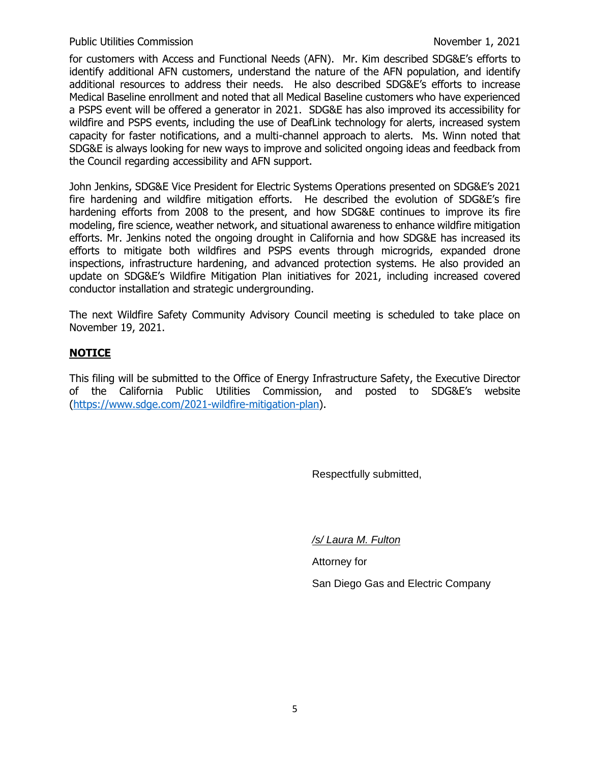for customers with Access and Functional Needs (AFN). Mr. Kim described SDG&E's efforts to identify additional AFN customers, understand the nature of the AFN population, and identify additional resources to address their needs. He also described SDG&E's efforts to increase Medical Baseline enrollment and noted that all Medical Baseline customers who have experienced a PSPS event will be offered a generator in 2021. SDG&E has also improved its accessibility for wildfire and PSPS events, including the use of DeafLink technology for alerts, increased system capacity for faster notifications, and a multi-channel approach to alerts. Ms. Winn noted that SDG&E is always looking for new ways to improve and solicited ongoing ideas and feedback from the Council regarding accessibility and AFN support.

John Jenkins, SDG&E Vice President for Electric Systems Operations presented on SDG&E's 2021 fire hardening and wildfire mitigation efforts. He described the evolution of SDG&E's fire hardening efforts from 2008 to the present, and how SDG&E continues to improve its fire modeling, fire science, weather network, and situational awareness to enhance wildfire mitigation efforts. Mr. Jenkins noted the ongoing drought in California and how SDG&E has increased its efforts to mitigate both wildfires and PSPS events through microgrids, expanded drone inspections, infrastructure hardening, and advanced protection systems. He also provided an update on SDG&E's Wildfire Mitigation Plan initiatives for 2021, including increased covered conductor installation and strategic undergrounding.

The next Wildfire Safety Community Advisory Council meeting is scheduled to take place on November 19, 2021.

## **NOTICE**

This filing will be submitted to the Office of Energy Infrastructure Safety, the Executive Director of the California Public Utilities Commission, and posted to SDG&E's website (https://www.sdge.com/2021-wildfire-mitigation-plan).

Respectfully submitted,

*/s/ Laura M. Fulton*

Attorney for

San Diego Gas and Electric Company